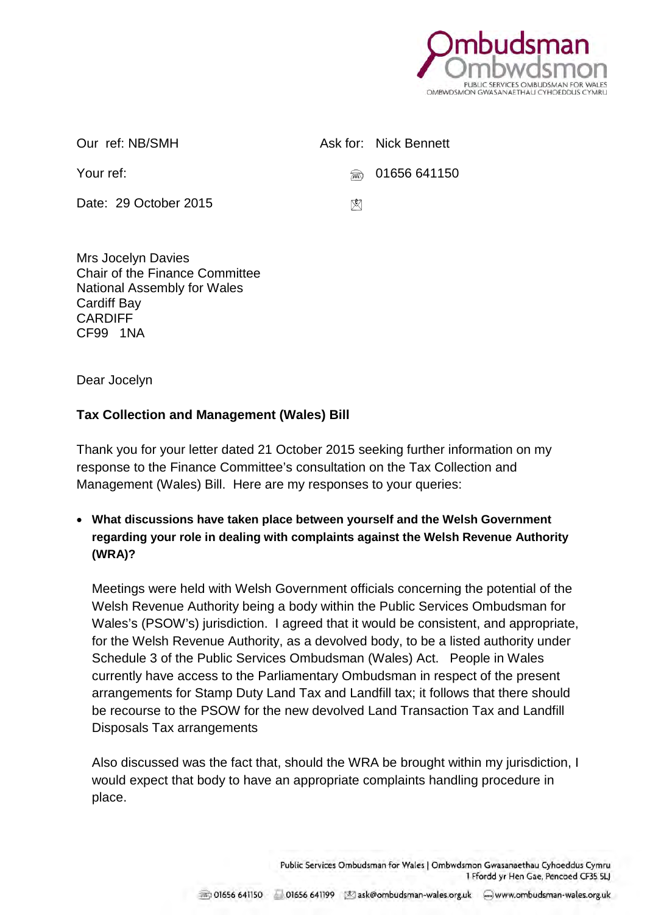Our ref: NB/SMH

Ask for: Nick Bennett

Your ref:

01656 641150

Date: 29 October 2015

Mrs Jocelyn Davies  
Chair of the Finance Committee  
National Assembly for Wales  
Cardiff Bay  
CARDIFF  
CF99 1NA

Dear Jocelyn

**Tax Collection and Management (Wales) Bill**

Thank you for your letter dated 21 October 2015 seeking further information on my response to the Finance Committee's consultation on the Tax Collection and Management (Wales) Bill. Here are my responses to your queries:

- **What discussions have taken place between yourself and the Welsh Government regarding your role in dealing with complaints against the Welsh Revenue Authority (WRA)?**

  Meetings were held with Welsh Government officials concerning the potential of the Welsh Revenue Authority being a body within the Public Services Ombudsman for Wales's (PSOW's) jurisdiction. I agreed that it would be consistent, and appropriate, for the Welsh Revenue Authority, as a devolved body, to be a listed authority under Schedule 3 of the Public Services Ombudsman (Wales) Act. People in Wales currently have access to the Parliamentary Ombudsman in respect of the present arrangements for Stamp Duty Land Tax and Landfill tax; it follows that there should be recourse to the PSOW for the new devolved Land Transaction Tax and Landfill Disposals Tax arrangements

  Also discussed was the fact that, should the WRA be brought within my jurisdiction, I would expect that body to have an appropriate complaints handling procedure in place.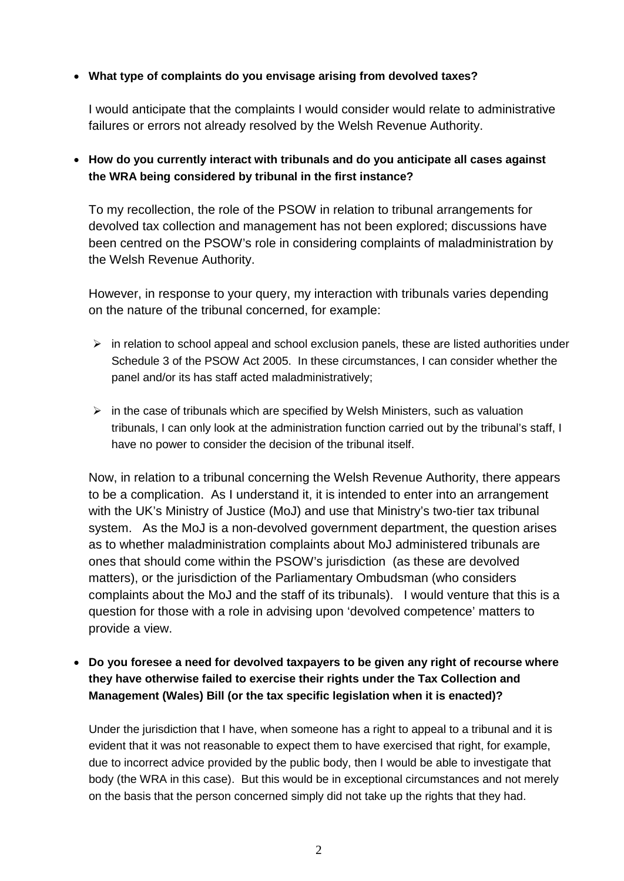- **What type of complaints do you envisage arising from devolved taxes?**

  I would anticipate that the complaints I would consider would relate to administrative failures or errors not already resolved by the Welsh Revenue Authority.

- **How do you currently interact with tribunals and do you anticipate all cases against the WRA being considered by tribunal in the first instance?**

  To my recollection, the role of the PSOW in relation to tribunal arrangements for devolved tax collection and management has not been explored; discussions have been centred on the PSOW's role in considering complaints of maladministration by the Welsh Revenue Authority.

  However, in response to your query, my interaction with tribunals varies depending on the nature of the tribunal concerned, for example:

  - in relation to school appeal and school exclusion panels, these are listed authorities under Schedule 3 of the PSOW Act 2005. In these circumstances, I can consider whether the panel and/or its has staff acted maladministratively;
  - in the case of tribunals which are specified by Welsh Ministers, such as valuation tribunals, I can only look at the administration function carried out by the tribunal's staff, I have no power to consider the decision of the tribunal itself.

  Now, in relation to a tribunal concerning the Welsh Revenue Authority, there appears to be a complication. As I understand it, it is intended to enter into an arrangement with the UK's Ministry of Justice (MoJ) and use that Ministry's two-tier tax tribunal system. As the MoJ is a non-devolved government department, the question arises as to whether maladministration complaints about MoJ administered tribunals are ones that should come within the PSOW's jurisdiction (as these are devolved matters), or the jurisdiction of the Parliamentary Ombudsman (who considers complaints about the MoJ and the staff of its tribunals). I would venture that this is a question for those with a role in advising upon 'devolved competence' matters to provide a view.

- **Do you foresee a need for devolved taxpayers to be given any right of recourse where they have otherwise failed to exercise their rights under the Tax Collection and Management (Wales) Bill (or the tax specific legislation when it is enacted)?**

  Under the jurisdiction that I have, when someone has a right to appeal to a tribunal and it is evident that it was not reasonable to expect them to have exercised that right, for example, due to incorrect advice provided by the public body, then I would be able to investigate that body (the WRA in this case). But this would be in exceptional circumstances and not merely on the basis that the person concerned simply did not take up the rights that they had.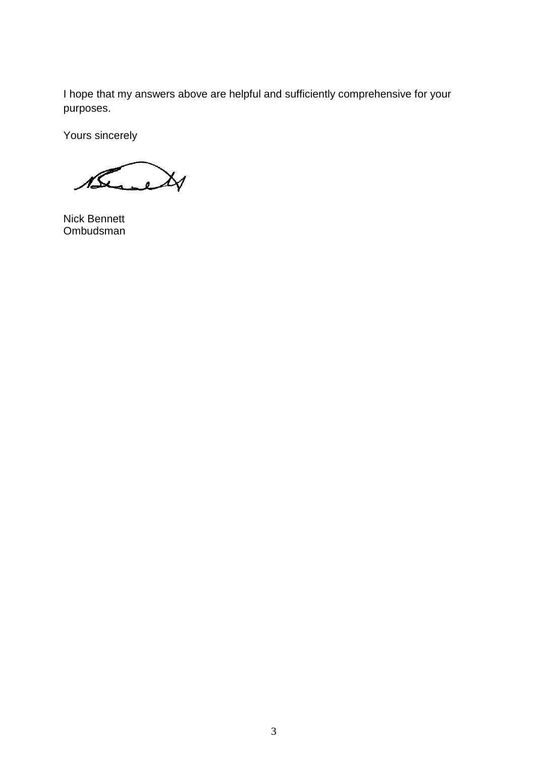I hope that my answers above are helpful and sufficiently comprehensive for your purposes.

Yours sincerely

Nick Bennett
Ombudsman